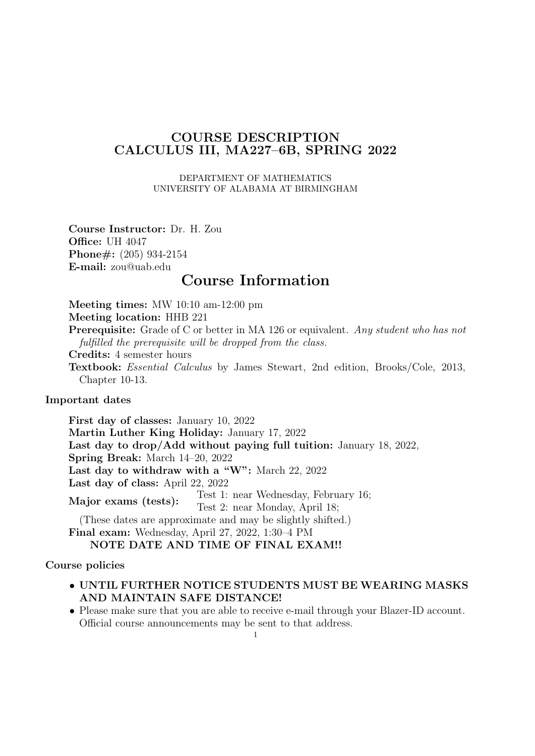# COURSE DESCRIPTION
# CALCULUS III, MA227–6B, SPRING 2022

DEPARTMENT OF MATHEMATICS
UNIVERSITY OF ALABAMA AT BIRMINGHAM

**Course Instructor:** Dr. H. Zou
**Office:** UH 4047
**Phone#:** (205) 934-2154
**E-mail:** zou@uab.edu

## Course Information

**Meeting times:** MW 10:10 am-12:00 pm
**Meeting location:** HHB 221
**Prerequisite:** Grade of C or better in MA 126 or equivalent. *Any student who has not fulfilled the prerequisite will be dropped from the class.*
**Credits:** 4 semester hours
**Textbook:** *Essential Calculus* by James Stewart, 2nd edition, Brooks/Cole, 2013, Chapter 10-13.

### Important dates

**First day of classes:** January 10, 2022
**Martin Luther King Holiday:** January 17, 2022
**Last day to drop/Add without paying full tuition:** January 18, 2022,
**Spring Break:** March 14–20, 2022
**Last day to withdraw with a "W":** March 22, 2022
**Last day of class:** April 22, 2022
**Major exams (tests):** Test 1: near Wednesday, February 16; Test 2: near Monday, April 18;
(These dates are approximate and may be slightly shifted.)
**Final exam:** Wednesday, April 27, 2022, 1:30–4 PM
**NOTE DATE AND TIME OF FINAL EXAM!!**

### Course policies

- **UNTIL FURTHER NOTICE STUDENTS MUST BE WEARING MASKS AND MAINTAIN SAFE DISTANCE!**
- Please make sure that you are able to receive e-mail through your Blazer-ID account. Official course announcements may be sent to that address.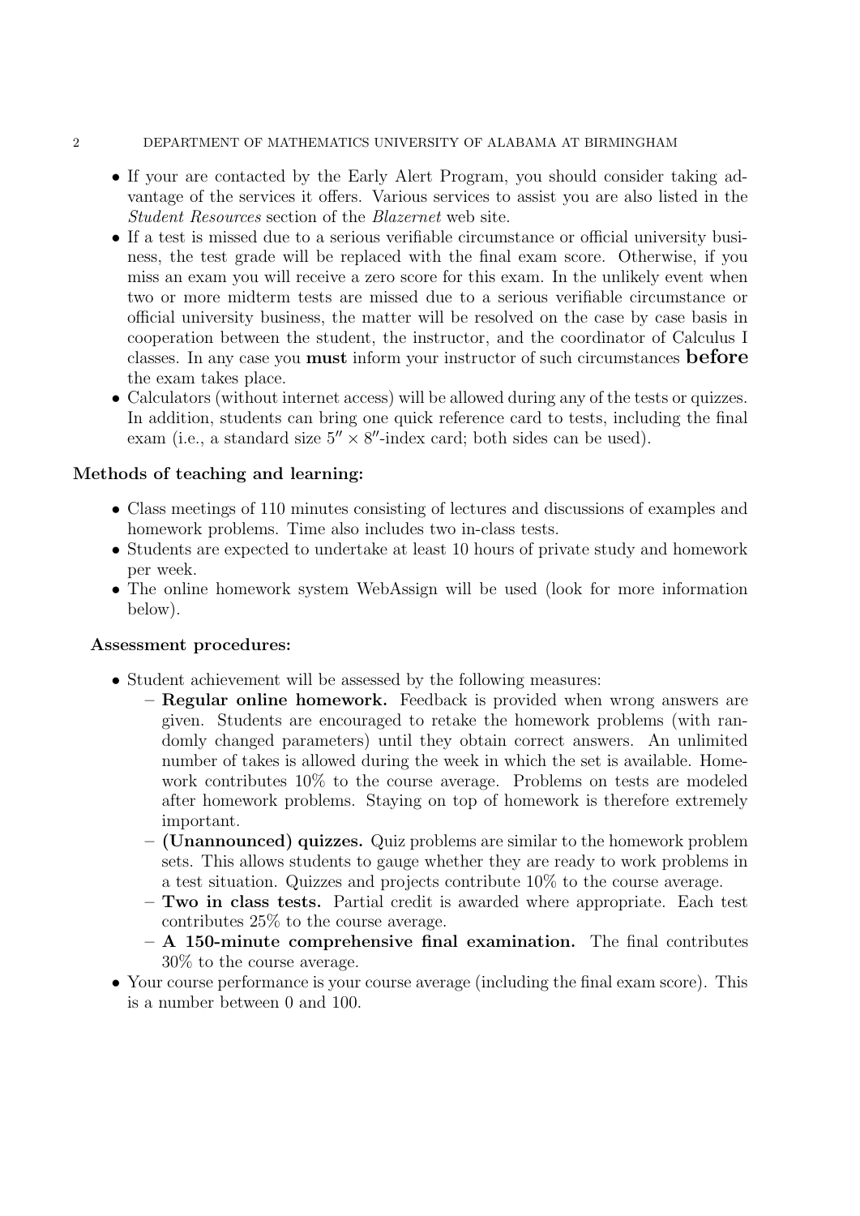- If your are contacted by the Early Alert Program, you should consider taking advantage of the services it offers. Various services to assist you are also listed in the *Student Resources* section of the *Blazernet* web site.
- If a test is missed due to a serious verifiable circumstance or official university business, the test grade will be replaced with the final exam score. Otherwise, if you miss an exam you will receive a zero score for this exam. In the unlikely event when two or more midterm tests are missed due to a serious verifiable circumstance or official university business, the matter will be resolved on the case by case basis in cooperation between the student, the instructor, and the coordinator of Calculus I classes. In any case you **must** inform your instructor of such circumstances **before** the exam takes place.
- Calculators (without internet access) will be allowed during any of the tests or quizzes. In addition, students can bring one quick reference card to tests, including the final exam (i.e., a standard size $5'' \times 8''$-index card; both sides can be used).

**Methods of teaching and learning:**

- Class meetings of 110 minutes consisting of lectures and discussions of examples and homework problems. Time also includes two in-class tests.
- Students are expected to undertake at least 10 hours of private study and homework per week.
- The online homework system WebAssign will be used (look for more information below).

**Assessment procedures:**

- Student achievement will be assessed by the following measures:
  - **Regular online homework.** Feedback is provided when wrong answers are given. Students are encouraged to retake the homework problems (with randomly changed parameters) until they obtain correct answers. An unlimited number of takes is allowed during the week in which the set is available. Homework contributes 10% to the course average. Problems on tests are modeled after homework problems. Staying on top of homework is therefore extremely important.
  - **(Unannounced) quizzes.** Quiz problems are similar to the homework problem sets. This allows students to gauge whether they are ready to work problems in a test situation. Quizzes and projects contribute 10% to the course average.
  - **Two in class tests.** Partial credit is awarded where appropriate. Each test contributes 25% to the course average.
  - **A 150-minute comprehensive final examination.** The final contributes 30% to the course average.
- Your course performance is your course average (including the final exam score). This is a number between 0 and 100.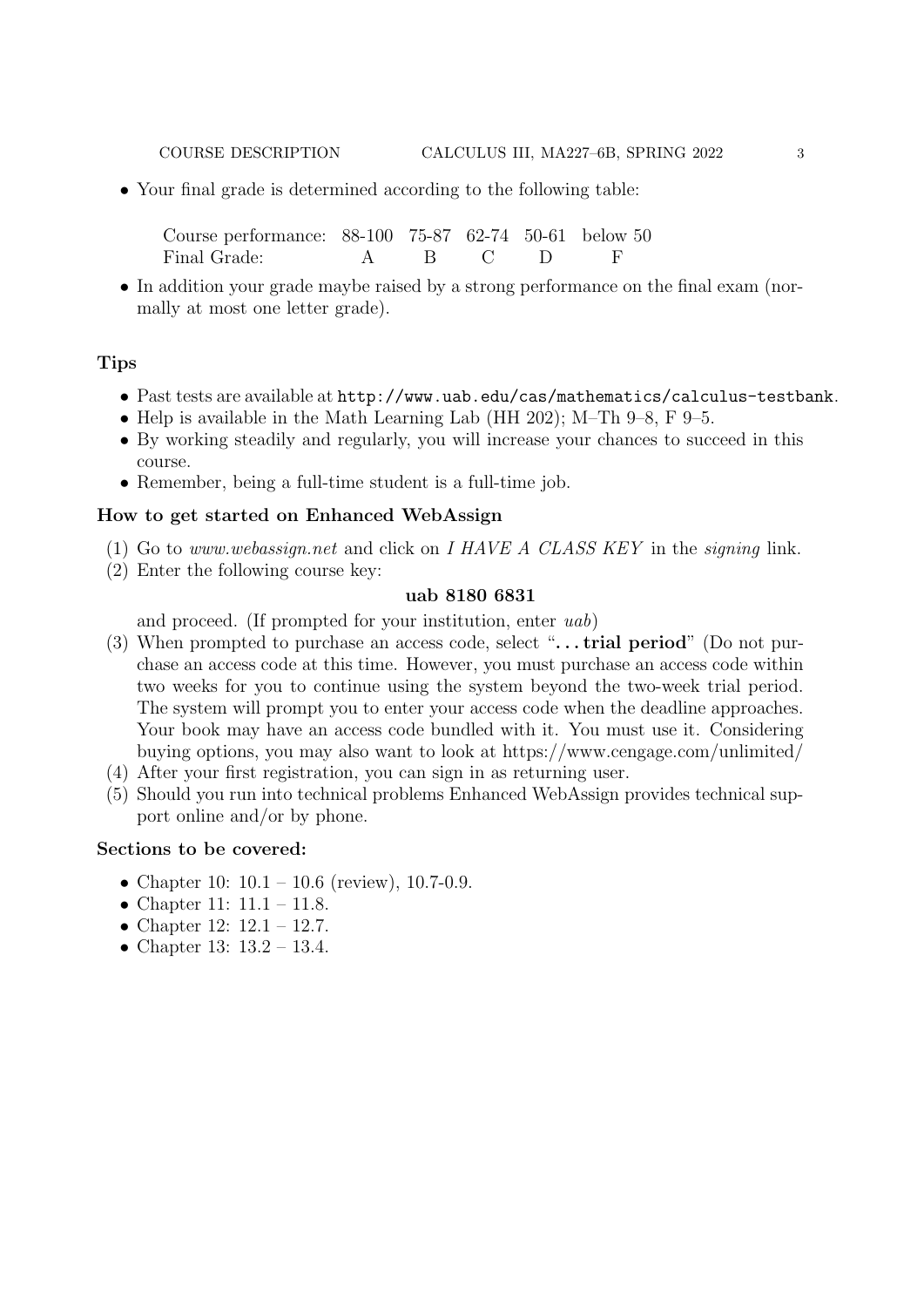- Your final grade is determined according to the following table:

| Course performance: | 88-100 | 75-87 | 62-74 | 50-61 | below 50 |
|---|---|---|---|---|---|
| Final Grade: | A | B | C | D | F |

- In addition your grade maybe raised by a strong performance on the final exam (normally at most one letter grade).

### Tips

- Past tests are available at `http://www.uab.edu/cas/mathematics/calculus-testbank`.
- Help is available in the Math Learning Lab (HH 202); M–Th 9–8, F 9–5.
- By working steadily and regularly, you will increase your chances to succeed in this course.
- Remember, being a full-time student is a full-time job.

### How to get started on Enhanced WebAssign

1. Go to *www.webassign.net* and click on *I HAVE A CLASS KEY* in the *signing* link.
2. Enter the following course key:

   **uab 8180 6831**

   and proceed. (If prompted for your institution, enter *uab*)
3. When prompted to purchase an access code, select "**. . . trial period**" (Do not purchase an access code at this time. However, you must purchase an access code within two weeks for you to continue using the system beyond the two-week trial period. The system will prompt you to enter your access code when the deadline approaches. Your book may have an access code bundled with it. You must use it. Considering buying options, you may also want to look at https://www.cengage.com/unlimited/
4. After your first registration, you can sign in as returning user.
5. Should you run into technical problems Enhanced WebAssign provides technical support online and/or by phone.

### Sections to be covered:

- Chapter 10: 10.1 – 10.6 (review), 10.7-0.9.
- Chapter 11: 11.1 – 11.8.
- Chapter 12: 12.1 – 12.7.
- Chapter 13: 13.2 – 13.4.